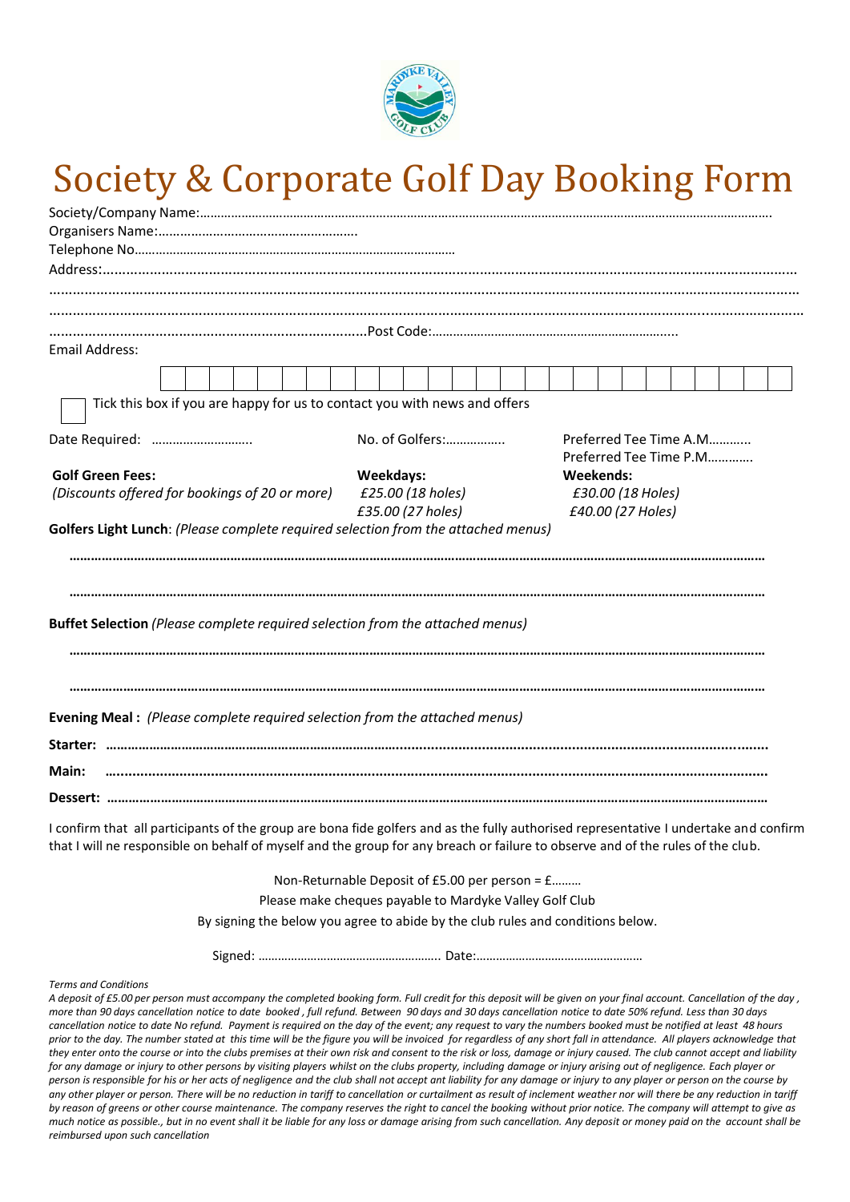# Society & Corporate Golf Day Booking Form

Society/Company Name:……………………………………………………………………………………………………………………………………………………

Organisers Name:……………………………………………….

Telephone No………………………………………………………………………………

Address:……………………………………………………………………………………………………………………………………………………………

……………………………………………………………………………………………………………………………………………………………………………

……………………………………………………………………………………………………………………………………………………………………………

………………………………………………………………………Post Code:…………………………………………………………..

Email Address:

| | | | | | | | | | | | | | | | | | | | | | | | | | |
|---|---|---|---|---|---|---|---|---|---|---|---|---|---|---|---|---|---|---|---|---|---|---|---|---|---|
| | | | | | | | | | | | | | | | | | | | | | | | | | |

☐ Tick this box if you are happy for us to contact you with news and offers

Date Required: ……………………….. No. of Golfers:…………….. Preferred Tee Time A.M………..
Preferred Tee Time P.M…………..

| **Golf Green Fees:** | **Weekdays:** | **Weekends:** |
|---|---|---|
| *(Discounts offered for bookings of 20 or more)* | *£25.00 (18 holes)* | *£30.00 (18 Holes)* |
| | *£35.00 (27 holes)* | *£40.00 (27 Holes)* |

**Golfers Light Lunch**: *(Please complete required selection from the attached menus)*

……………………………………………………………………………………………………………………………………………………………

……………………………………………………………………………………………………………………………………………………………

**Buffet Selection** *(Please complete required selection from the attached menus)*

……………………………………………………………………………………………………………………………………………………………

……………………………………………………………………………………………………………………………………………………………

**Evening Meal :** *(Please complete required selection from the attached menus)*

**Starter:** ……………………………………………………………………………………………………………………………………………………

**Main:** ……………………………………………………………………………………………………………………………………………………

**Dessert:** ……………………………………………………………………………………………………………………………………………………

I confirm that all participants of the group are bona fide golfers and as the fully authorised representative I undertake and confirm that I will ne responsible on behalf of myself and the group for any breach or failure to observe and of the rules of the club.

Non-Returnable Deposit of £5.00 per person = £………

Please make cheques payable to Mardyke Valley Golf Club

By signing the below you agree to abide by the club rules and conditions below.

Signed: ………………………………………………. Date:…………………………………………

*Terms and Conditions*

*A deposit of £5.00 per person must accompany the completed booking form. Full credit for this deposit will be given on your final account. Cancellation of the day , more than 90 days cancellation notice to date booked , full refund. Between 90 days and 30 days cancellation notice to date 50% refund. Less than 30 days cancellation notice to date No refund. Payment is required on the day of the event; any request to vary the numbers booked must be notified at least 48 hours prior to the day. The number stated at this time will be the figure you will be invoiced for regardless of any short fall in attendance. All players acknowledge that they enter onto the course or into the clubs premises at their own risk and consent to the risk or loss, damage or injury caused. The club cannot accept and liability for any damage or injury to other persons by visiting players whilst on the clubs property, including damage or injury arising out of negligence. Each player or person is responsible for his or her acts of negligence and the club shall not accept ant liability for any damage or injury to any player or person on the course by any other player or person. There will be no reduction in tariff to cancellation or curtailment as result of inclement weather nor will there be any reduction in tariff by reason of greens or other course maintenance. The company reserves the right to cancel the booking without prior notice. The company will attempt to give as much notice as possible., but in no event shall it be liable for any loss or damage arising from such cancellation. Any deposit or money paid on the account shall be reimbursed upon such cancellation*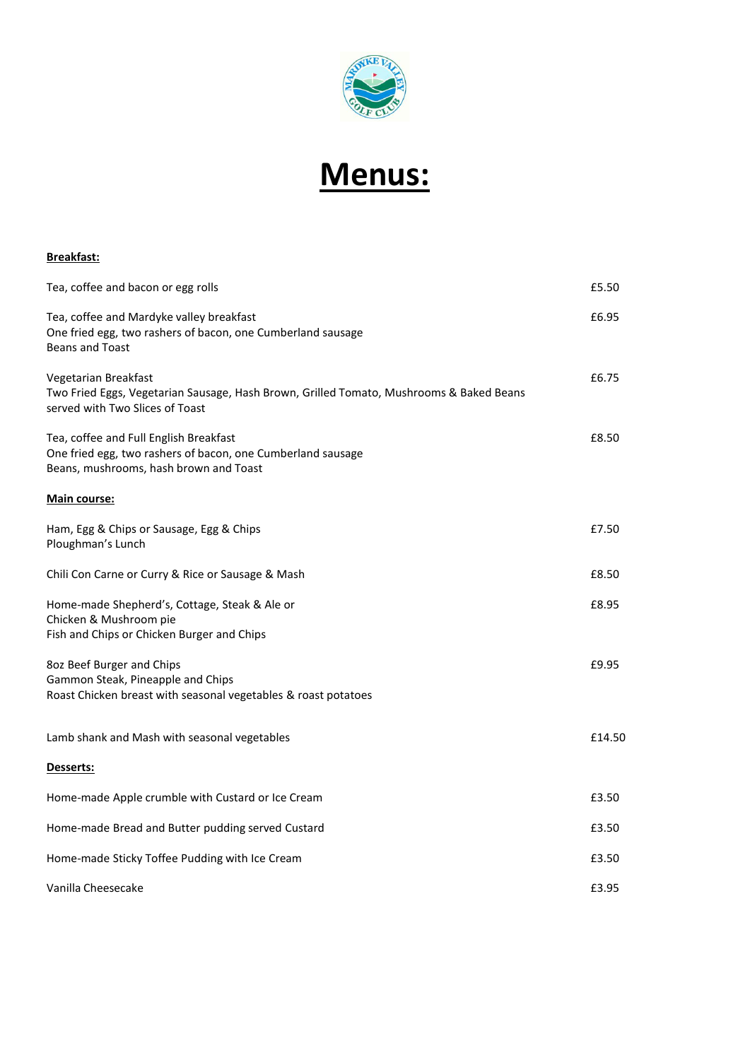# Menus:

**Breakfast:**

| | |
|---|---|
| Tea, coffee and bacon or egg rolls | £5.50 |
| Tea, coffee and Mardyke valley breakfast<br>One fried egg, two rashers of bacon, one Cumberland sausage<br>Beans and Toast | £6.95 |
| Vegetarian Breakfast<br>Two Fried Eggs, Vegetarian Sausage, Hash Brown, Grilled Tomato, Mushrooms & Baked Beans served with Two Slices of Toast | £6.75 |
| Tea, coffee and Full English Breakfast<br>One fried egg, two rashers of bacon, one Cumberland sausage<br>Beans, mushrooms, hash brown and Toast | £8.50 |

**Main course:**

| | |
|---|---|
| Ham, Egg & Chips or Sausage, Egg & Chips<br>Ploughman's Lunch | £7.50 |
| Chili Con Carne or Curry & Rice or Sausage & Mash | £8.50 |
| Home-made Shepherd's, Cottage, Steak & Ale or<br>Chicken & Mushroom pie<br>Fish and Chips or Chicken Burger and Chips | £8.95 |
| 8oz Beef Burger and Chips<br>Gammon Steak, Pineapple and Chips<br>Roast Chicken breast with seasonal vegetables & roast potatoes | £9.95 |
| Lamb shank and Mash with seasonal vegetables | £14.50 |

**Desserts:**

| | |
|---|---|
| Home-made Apple crumble with Custard or Ice Cream | £3.50 |
| Home-made Bread and Butter pudding served Custard | £3.50 |
| Home-made Sticky Toffee Pudding with Ice Cream | £3.50 |
| Vanilla Cheesecake | £3.95 |